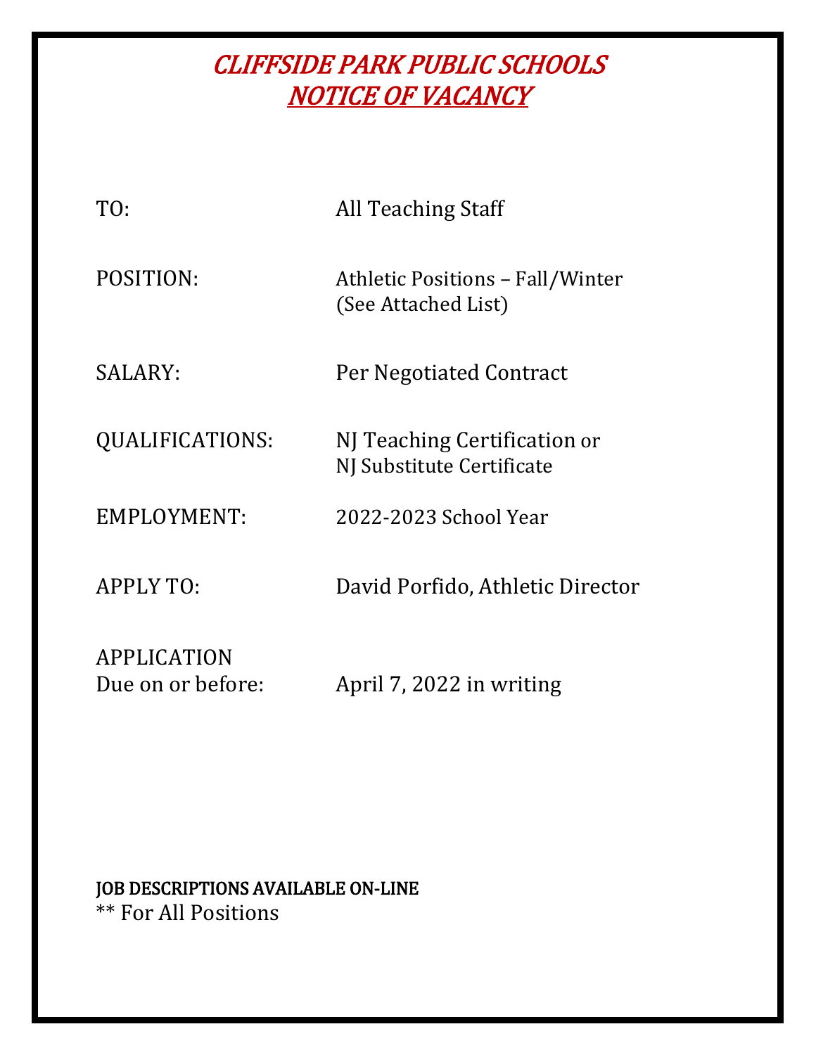# CLIFFSIDE PARK PUBLIC SCHOOLS
## NOTICE OF VACANCY

| | |
|---|---|
| TO: | All Teaching Staff |
| POSITION: | Athletic Positions – Fall/Winter (See Attached List) |
| SALARY: | Per Negotiated Contract |
| QUALIFICATIONS: | NJ Teaching Certification or NJ Substitute Certificate |
| EMPLOYMENT: | 2022-2023 School Year |
| APPLY TO: | David Porfido, Athletic Director |
| APPLICATION Due on or before: | April 7, 2022 in writing |

JOB DESCRIPTIONS AVAILABLE ON-LINE
** For All Positions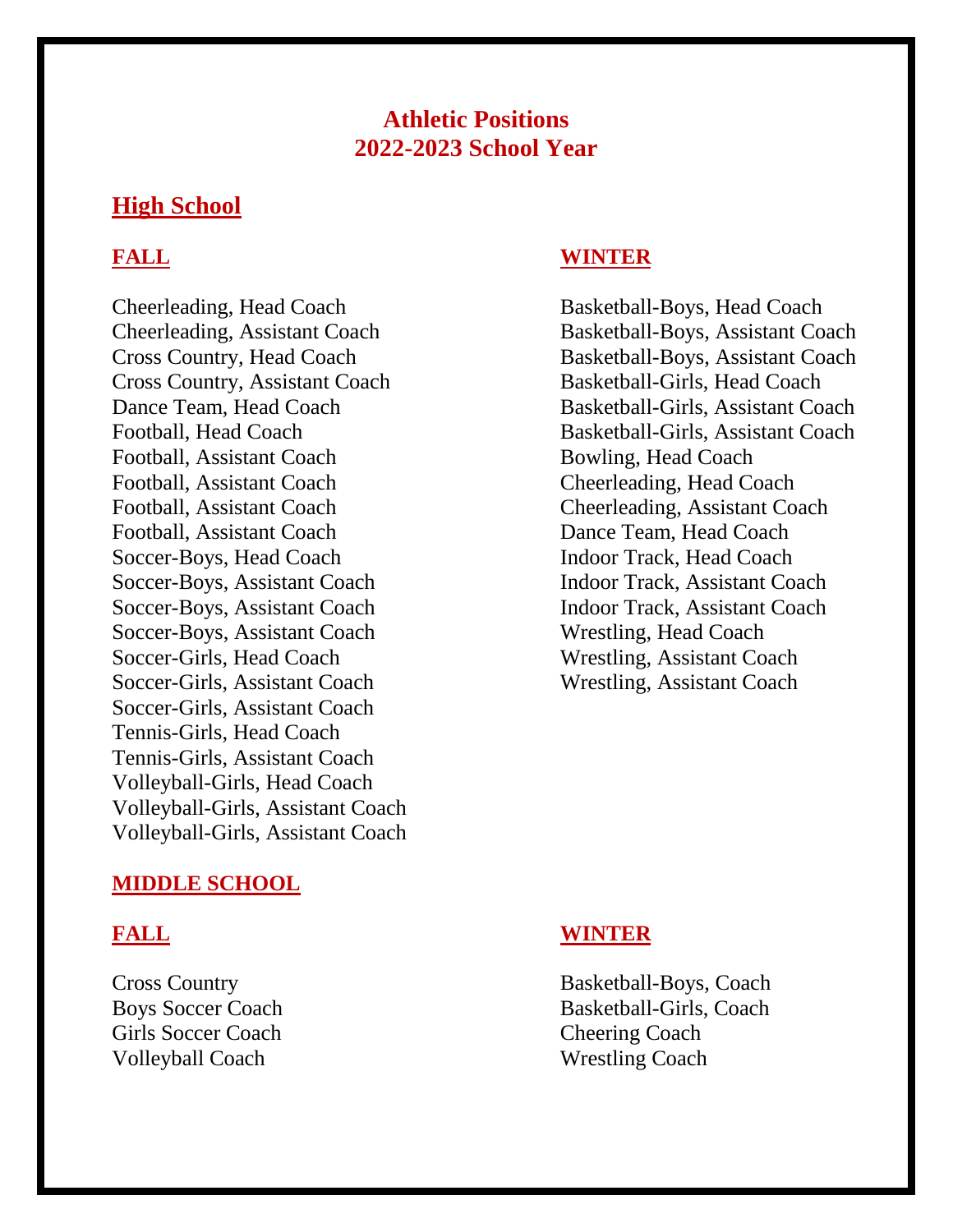# Athletic Positions
# 2022-2023 School Year

## High School

### FALL

Cheerleading, Head Coach
Cheerleading, Assistant Coach
Cross Country, Head Coach
Cross Country, Assistant Coach
Dance Team, Head Coach
Football, Head Coach
Football, Assistant Coach
Football, Assistant Coach
Football, Assistant Coach
Football, Assistant Coach
Soccer-Boys, Head Coach
Soccer-Boys, Assistant Coach
Soccer-Boys, Assistant Coach
Soccer-Boys, Assistant Coach
Soccer-Girls, Head Coach
Soccer-Girls, Assistant Coach
Soccer-Girls, Assistant Coach
Tennis-Girls, Head Coach
Tennis-Girls, Assistant Coach
Volleyball-Girls, Head Coach
Volleyball-Girls, Assistant Coach
Volleyball-Girls, Assistant Coach

### WINTER

Basketball-Boys, Head Coach
Basketball-Boys, Assistant Coach
Basketball-Boys, Assistant Coach
Basketball-Girls, Head Coach
Basketball-Girls, Assistant Coach
Basketball-Girls, Assistant Coach
Bowling, Head Coach
Cheerleading, Head Coach
Cheerleading, Assistant Coach
Dance Team, Head Coach
Indoor Track, Head Coach
Indoor Track, Assistant Coach
Indoor Track, Assistant Coach
Wrestling, Head Coach
Wrestling, Assistant Coach
Wrestling, Assistant Coach

## MIDDLE SCHOOL

### FALL

Cross Country
Boys Soccer Coach
Girls Soccer Coach
Volleyball Coach

### WINTER

Basketball-Boys, Coach
Basketball-Girls, Coach
Cheering Coach
Wrestling Coach